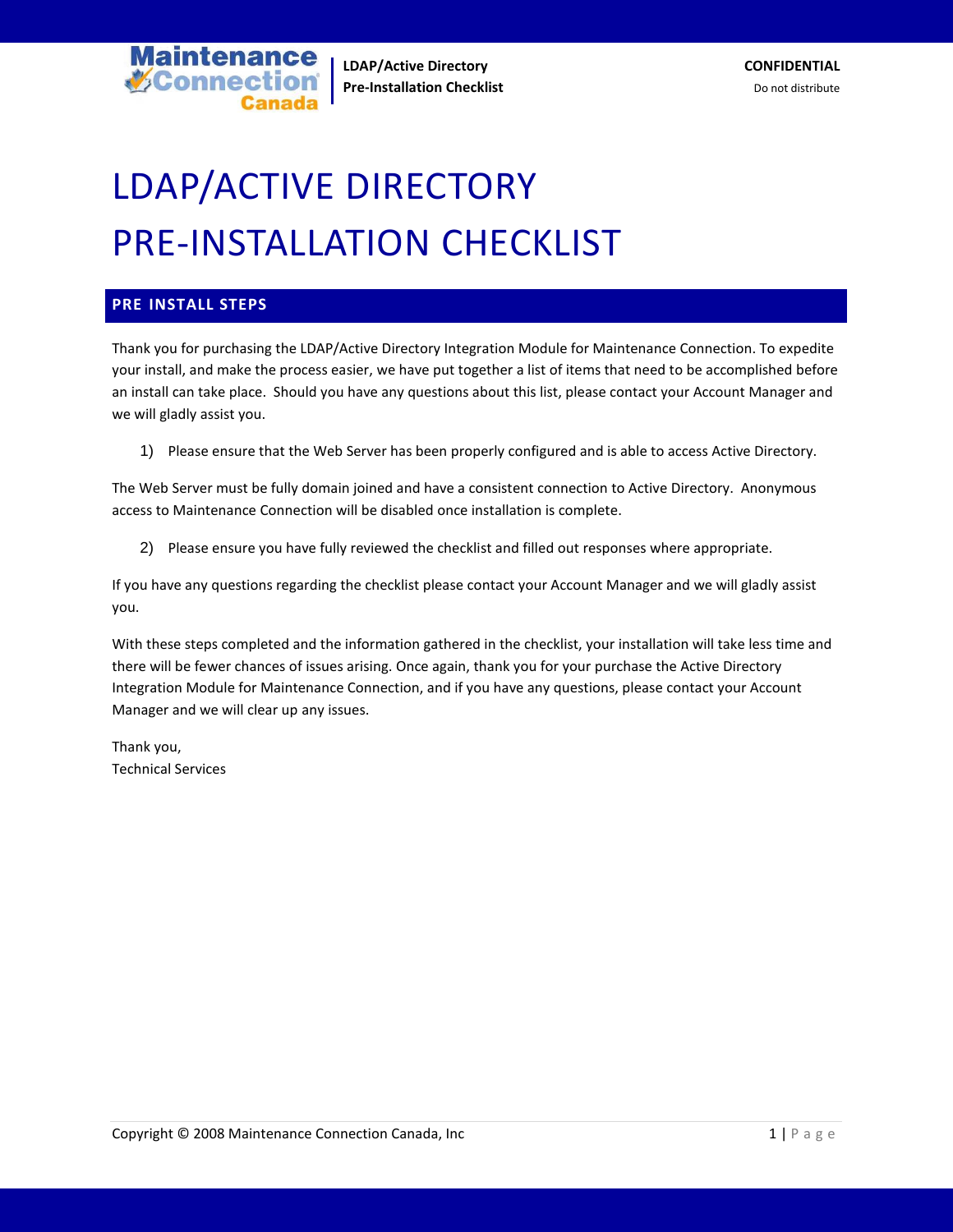# LDAP/ACTIVE DIRECTORY PRE-INSTALLATION CHECKLIST

## PRE INSTALL STEPS

Thank you for purchasing the LDAP/Active Directory Integration Module for Maintenance Connection. To expedite your install, and make the process easier, we have put together a list of items that need to be accomplished before an install can take place. Should you have any questions about this list, please contact your Account Manager and we will gladly assist you.

1) Please ensure that the Web Server has been properly configured and is able to access Active Directory.

The Web Server must be fully domain joined and have a consistent connection to Active Directory. Anonymous access to Maintenance Connection will be disabled once installation is complete.

2) Please ensure you have fully reviewed the checklist and filled out responses where appropriate.

If you have any questions regarding the checklist please contact your Account Manager and we will gladly assist you.

With these steps completed and the information gathered in the checklist, your installation will take less time and there will be fewer chances of issues arising. Once again, thank you for your purchase the Active Directory Integration Module for Maintenance Connection, and if you have any questions, please contact your Account Manager and we will clear up any issues.

Thank you,
Technical Services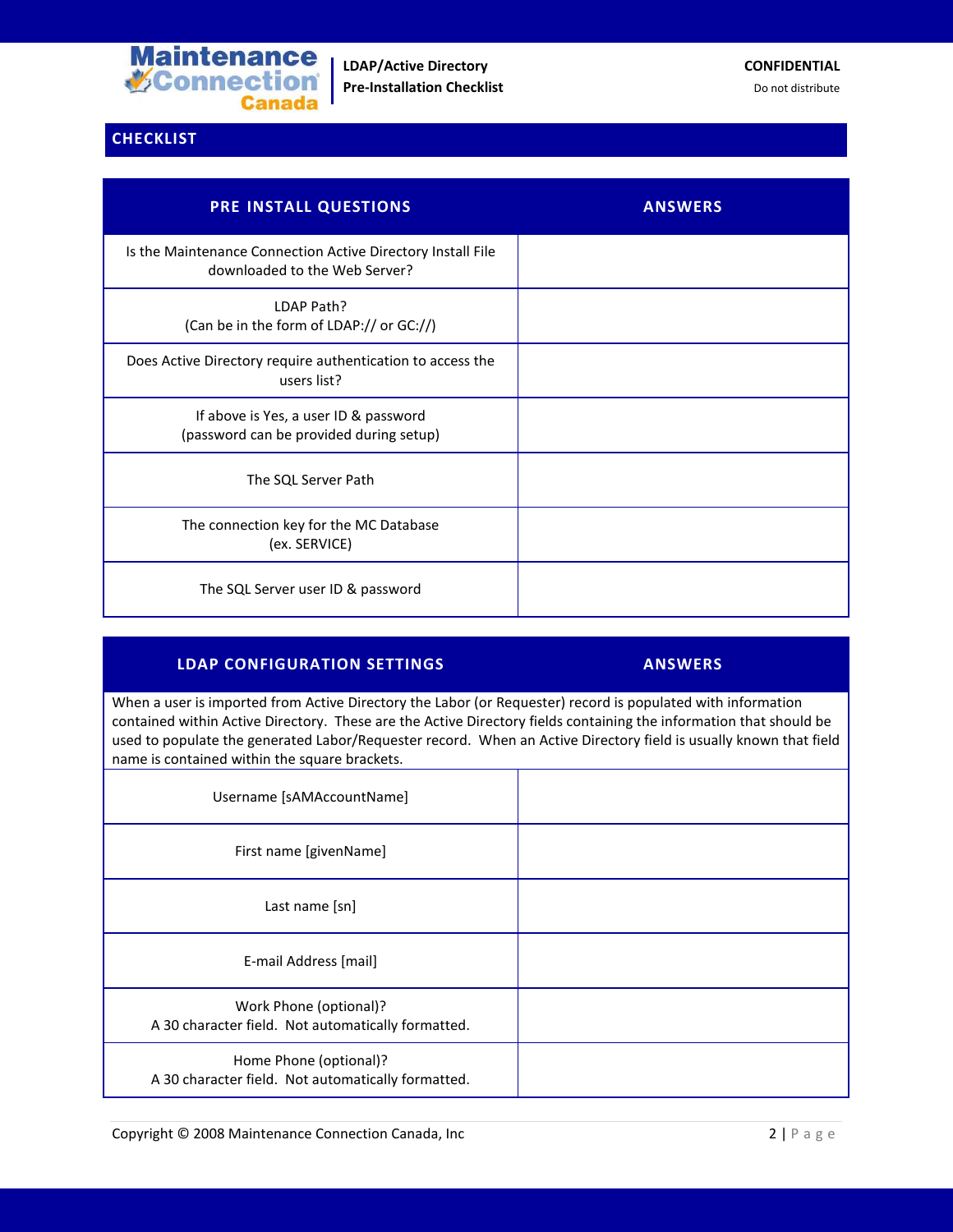## CHECKLIST

| PRE INSTALL QUESTIONS | ANSWERS |
|---|---|
| Is the Maintenance Connection Active Directory Install File downloaded to the Web Server? | |
| LDAP Path? (Can be in the form of LDAP:// or GC://) | |
| Does Active Directory require authentication to access the users list? | |
| If above is Yes, a user ID & password (password can be provided during setup) | |
| The SQL Server Path | |
| The connection key for the MC Database (ex. SERVICE) | |
| The SQL Server user ID & password | |

| LDAP CONFIGURATION SETTINGS | ANSWERS |
|---|---|
| When a user is imported from Active Directory the Labor (or Requester) record is populated with information contained within Active Directory. These are the Active Directory fields containing the information that should be used to populate the generated Labor/Requester record. When an Active Directory field is usually known that field name is contained within the square brackets. | |
| Username [sAMAccountName] | |
| First name [givenName] | |
| Last name [sn] | |
| E-mail Address [mail] | |
| Work Phone (optional)? A 30 character field. Not automatically formatted. | |
| Home Phone (optional)? A 30 character field. Not automatically formatted. | |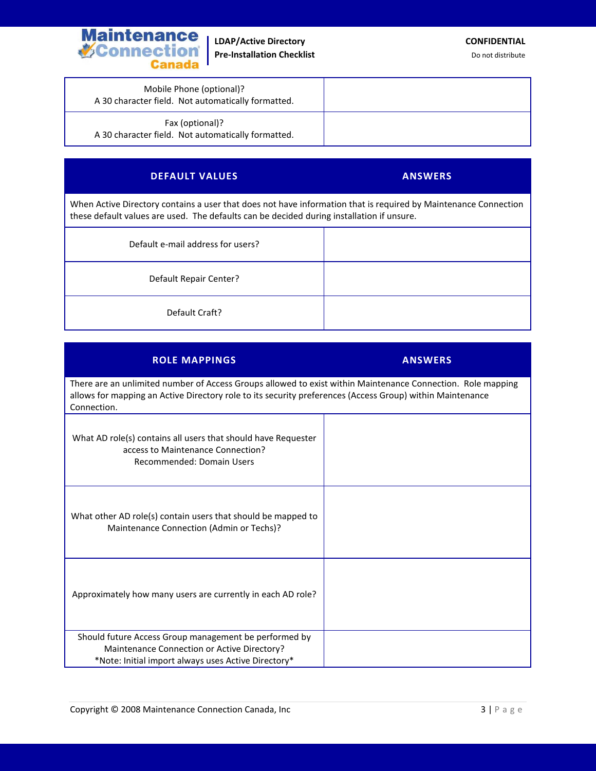| | |
|---|---|
| Mobile Phone (optional)?<br>A 30 character field. Not automatically formatted. | |
| Fax (optional)?<br>A 30 character field. Not automatically formatted. | |

| DEFAULT VALUES | ANSWERS |
|---|---|
| When Active Directory contains a user that does not have information that is required by Maintenance Connection these default values are used. The defaults can be decided during installation if unsure. | |
| Default e-mail address for users? | |
| Default Repair Center? | |
| Default Craft? | |

| ROLE MAPPINGS | ANSWERS |
|---|---|
| There are an unlimited number of Access Groups allowed to exist within Maintenance Connection. Role mapping allows for mapping an Active Directory role to its security preferences (Access Group) within Maintenance Connection. | |
| What AD role(s) contains all users that should have Requester access to Maintenance Connection?<br>Recommended: Domain Users | |
| What other AD role(s) contain users that should be mapped to Maintenance Connection (Admin or Techs)? | |
| Approximately how many users are currently in each AD role? | |
| Should future Access Group management be performed by Maintenance Connection or Active Directory?<br>*Note: Initial import always uses Active Directory* | |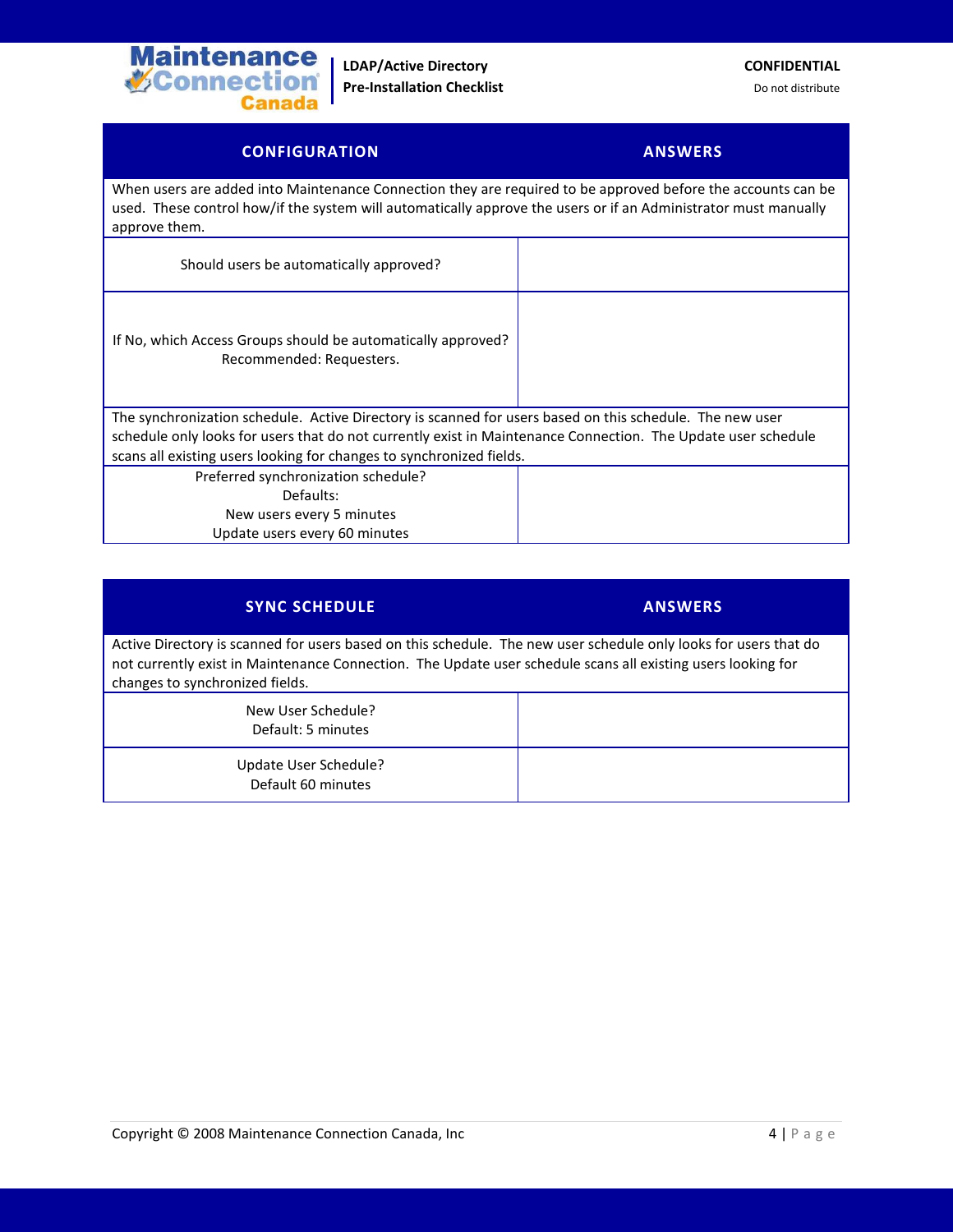| CONFIGURATION | ANSWERS |
|---|---|
| When users are added into Maintenance Connection they are required to be approved before the accounts can be used. These control how/if the system will automatically approve the users or if an Administrator must manually approve them. | |
| Should users be automatically approved? | |
| If No, which Access Groups should be automatically approved? Recommended: Requesters. | |
| The synchronization schedule. Active Directory is scanned for users based on this schedule. The new user schedule only looks for users that do not currently exist in Maintenance Connection. The Update user schedule scans all existing users looking for changes to synchronized fields. | |
| Preferred synchronization schedule? Defaults: New users every 5 minutes Update users every 60 minutes | |

| SYNC SCHEDULE | ANSWERS |
|---|---|
| Active Directory is scanned for users based on this schedule. The new user schedule only looks for users that do not currently exist in Maintenance Connection. The Update user schedule scans all existing users looking for changes to synchronized fields. | |
| New User Schedule? Default: 5 minutes | |
| Update User Schedule? Default 60 minutes | |